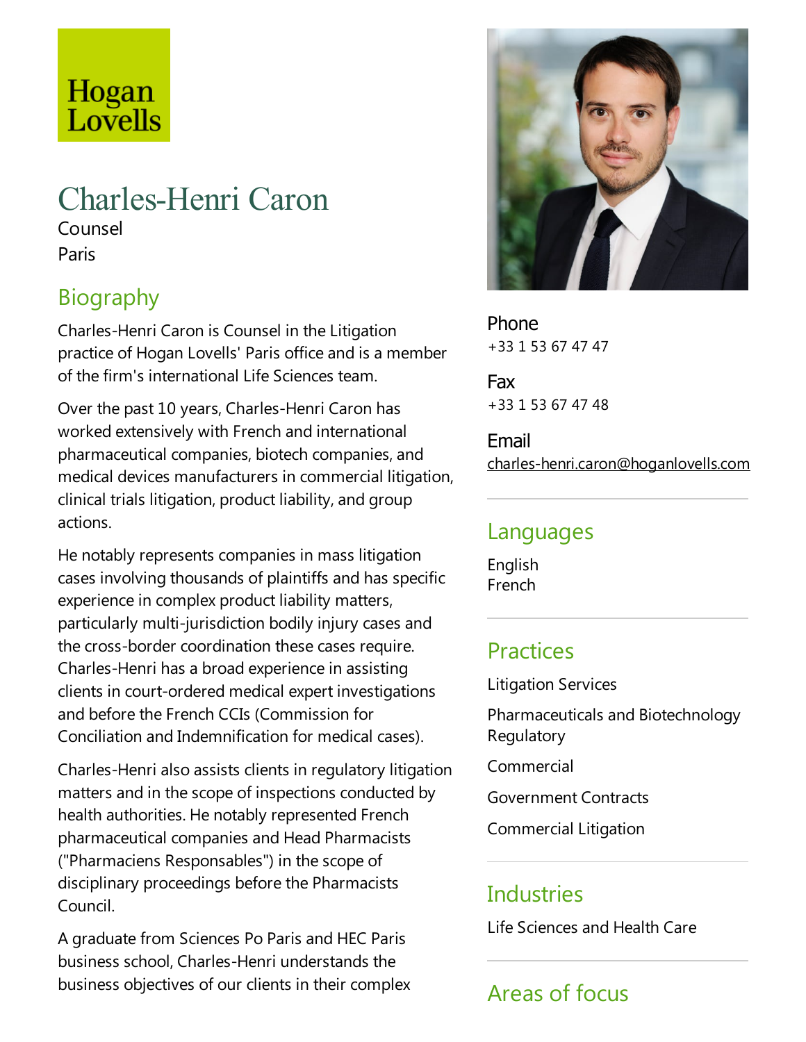Hogan Lovells

# Charles-Henri Caron

Counsel

Paris

## Biography

Charles-Henri Caron is Counsel in the Litigation practice of Hogan Lovells' Paris office and is a member of the firm's international Life Sciences team.

Over the past 10 years, Charles-Henri Caron has worked extensively with French and international pharmaceutical companies, biotech companies, and medical devices manufacturers in commercial litigation, clinical trials litigation, product liability, and group actions.

He notably represents companies in mass litigation cases involving thousands of plaintiffs and has specific experience in complex product liability matters, particularly multi-jurisdiction bodily injury cases and the cross-border coordination these cases require. Charles-Henri has a broad experience in assisting clients in court-ordered medical expert investigations and before the French CCIs (Commission for Conciliation and Indemnification for medical cases).

Charles-Henri also assists clients in regulatory litigation matters and in the scope of inspections conducted by health authorities. He notably represented French pharmaceutical companies and Head Pharmacists ("Pharmaciens Responsables") in the scope of disciplinary proceedings before the Pharmacists Council.

A graduate from Sciences Po Paris and HEC Paris business school, Charles-Henri understands the business objectives of our clients in their complex

**Phone**
+33 1 53 67 47 47

**Fax**
+33 1 53 67 47 48

**Email**
charles-henri.caron@hoganlovells.com

## Languages

English
French

## Practices

Litigation Services

Pharmaceuticals and Biotechnology Regulatory

Commercial

Government Contracts

Commercial Litigation

## Industries

Life Sciences and Health Care

## Areas of focus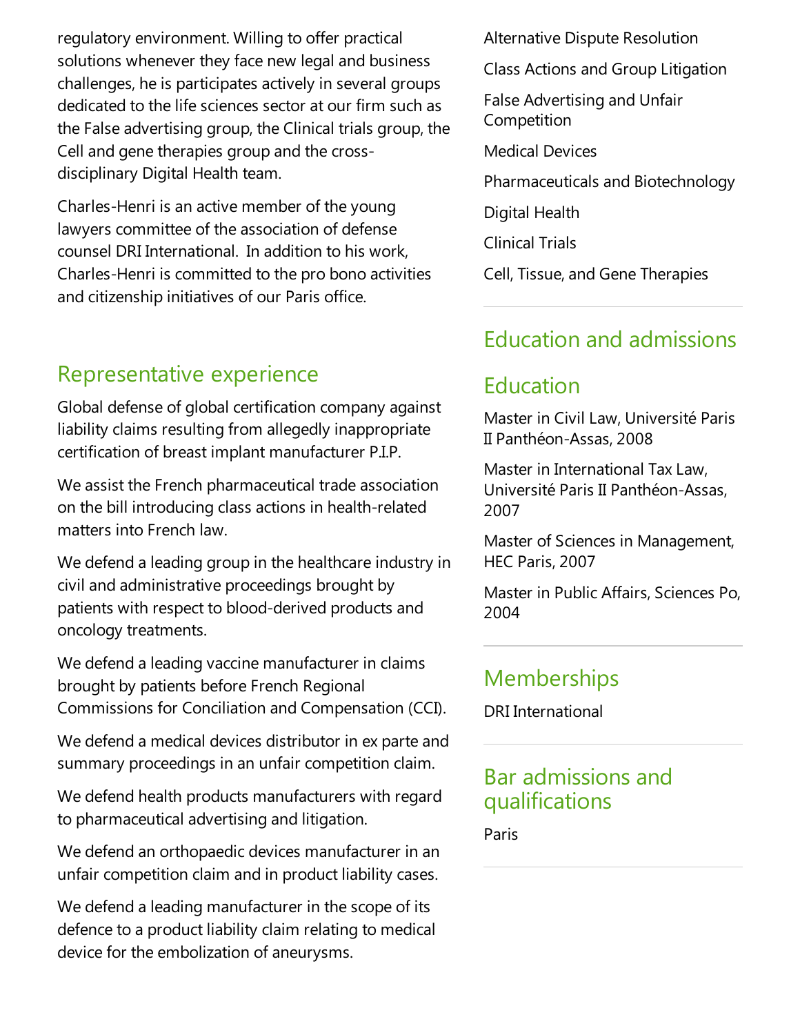regulatory environment. Willing to offer practical solutions whenever they face new legal and business challenges, he is participates actively in several groups dedicated to the life sciences sector at our firm such as the False advertising group, the Clinical trials group, the Cell and gene therapies group and the cross-disciplinary Digital Health team.

Charles-Henri is an active member of the young lawyers committee of the association of defense counsel DRI International. In addition to his work, Charles-Henri is committed to the pro bono activities and citizenship initiatives of our Paris office.

## Representative experience

Global defense of global certification company against liability claims resulting from allegedly inappropriate certification of breast implant manufacturer P.I.P.

We assist the French pharmaceutical trade association on the bill introducing class actions in health-related matters into French law.

We defend a leading group in the healthcare industry in civil and administrative proceedings brought by patients with respect to blood-derived products and oncology treatments.

We defend a leading vaccine manufacturer in claims brought by patients before French Regional Commissions for Conciliation and Compensation (CCI).

We defend a medical devices distributor in ex parte and summary proceedings in an unfair competition claim.

We defend health products manufacturers with regard to pharmaceutical advertising and litigation.

We defend an orthopaedic devices manufacturer in an unfair competition claim and in product liability cases.

We defend a leading manufacturer in the scope of its defence to a product liability claim relating to medical device for the embolization of aneurysms.

Alternative Dispute Resolution

Class Actions and Group Litigation

False Advertising and Unfair Competition

Medical Devices

Pharmaceuticals and Biotechnology

Digital Health

Clinical Trials

Cell, Tissue, and Gene Therapies

## Education and admissions

### Education

Master in Civil Law, Université Paris II Panthéon-Assas, 2008

Master in International Tax Law, Université Paris II Panthéon-Assas, 2007

Master of Sciences in Management, HEC Paris, 2007

Master in Public Affairs, Sciences Po, 2004

### Memberships

DRI International

### Bar admissions and qualifications

Paris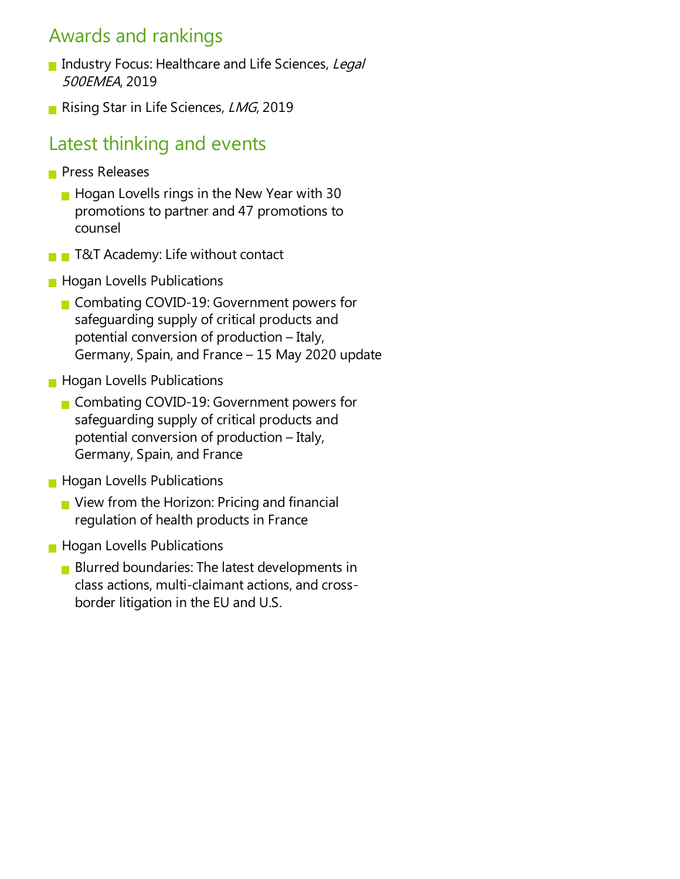## Awards and rankings

- Industry Focus: Healthcare and Life Sciences, *Legal 500EMEA*, 2019
- Rising Star in Life Sciences, *LMG*, 2019

## Latest thinking and events

- Press Releases
  - Hogan Lovells rings in the New Year with 30 promotions to partner and 47 promotions to counsel
- - T&T Academy: Life without contact
- Hogan Lovells Publications
  - Combating COVID-19: Government powers for safeguarding supply of critical products and potential conversion of production – Italy, Germany, Spain, and France – 15 May 2020 update
- Hogan Lovells Publications
  - Combating COVID-19: Government powers for safeguarding supply of critical products and potential conversion of production – Italy, Germany, Spain, and France
- Hogan Lovells Publications
  - View from the Horizon: Pricing and financial regulation of health products in France
- Hogan Lovells Publications
  - Blurred boundaries: The latest developments in class actions, multi-claimant actions, and cross-border litigation in the EU and U.S.